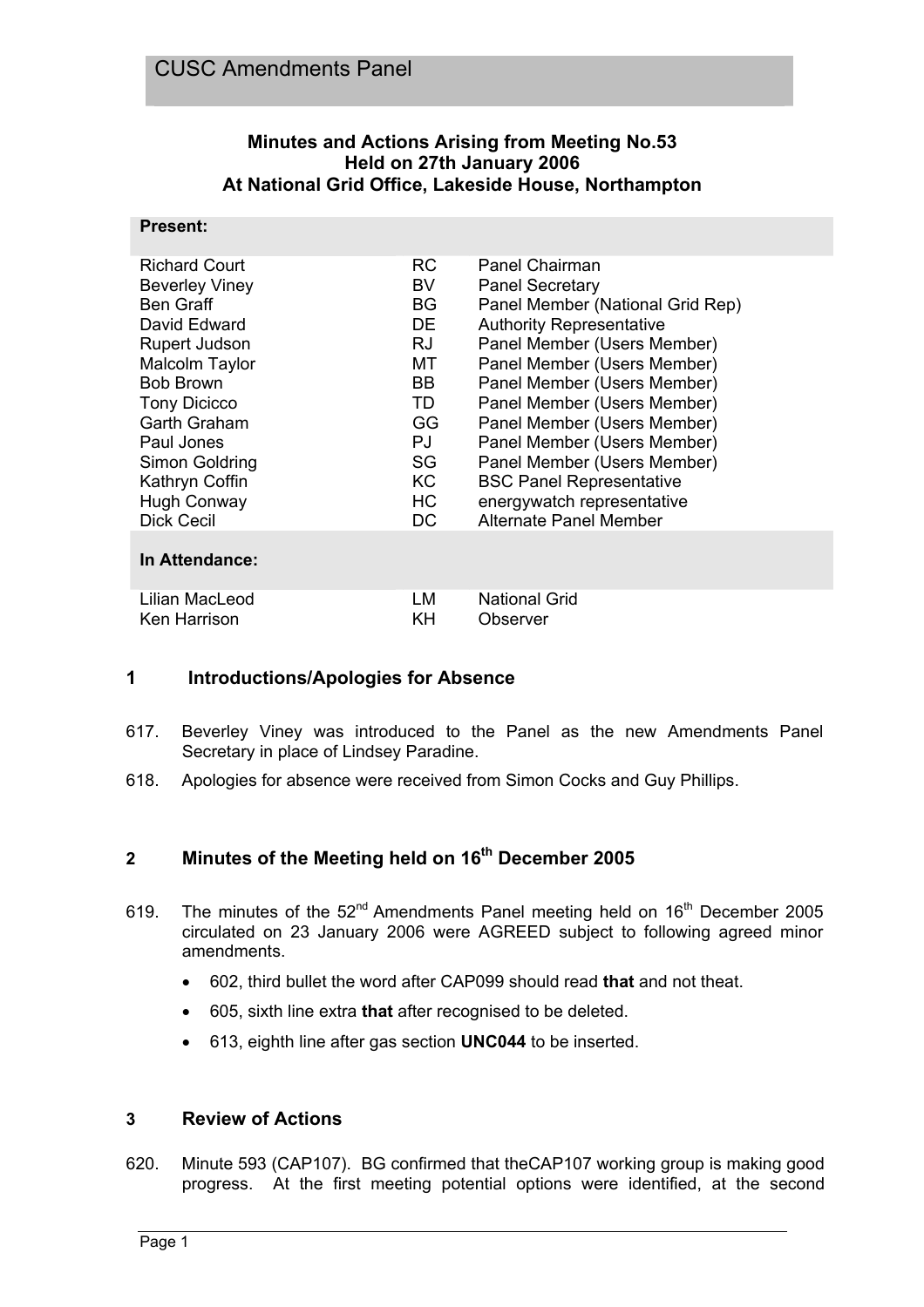# CUSC Amendments Panel

**Minutes and Actions Arising from Meeting No.53**
**Held on 27th January 2006**
**At National Grid Office, Lakeside House, Northampton**

| **Present:** | | |
|---|---|---|
| Richard Court | RC | Panel Chairman |
| Beverley Viney | BV | Panel Secretary |
| Ben Graff | BG | Panel Member (National Grid Rep) |
| David Edward | DE | Authority Representative |
| Rupert Judson | RJ | Panel Member (Users Member) |
| Malcolm Taylor | MT | Panel Member (Users Member) |
| Bob Brown | BB | Panel Member (Users Member) |
| Tony Dicicco | TD | Panel Member (Users Member) |
| Garth Graham | GG | Panel Member (Users Member) |
| Paul Jones | PJ | Panel Member (Users Member) |
| Simon Goldring | SG | Panel Member (Users Member) |
| Kathryn Coffin | KC | BSC Panel Representative |
| Hugh Conway | HC | energywatch representative |
| Dick Cecil | DC | Alternate Panel Member |
| **In Attendance:** | | |
| Lilian MacLeod | LM | National Grid |
| Ken Harrison | KH | Observer |

## 1 Introductions/Apologies for Absence

617. Beverley Viney was introduced to the Panel as the new Amendments Panel Secretary in place of Lindsey Paradine.

618. Apologies for absence were received from Simon Cocks and Guy Phillips.

## 2 Minutes of the Meeting held on 16th December 2005

619. The minutes of the 52nd Amendments Panel meeting held on 16th December 2005 circulated on 23 January 2006 were AGREED subject to following agreed minor amendments.

- 602, third bullet the word after CAP099 should read **that** and not theat.
- 605, sixth line extra **that** after recognised to be deleted.
- 613, eighth line after gas section **UNC044** to be inserted.

## 3 Review of Actions

620. Minute 593 (CAP107). BG confirmed that theCAP107 working group is making good progress. At the first meeting potential options were identified, at the second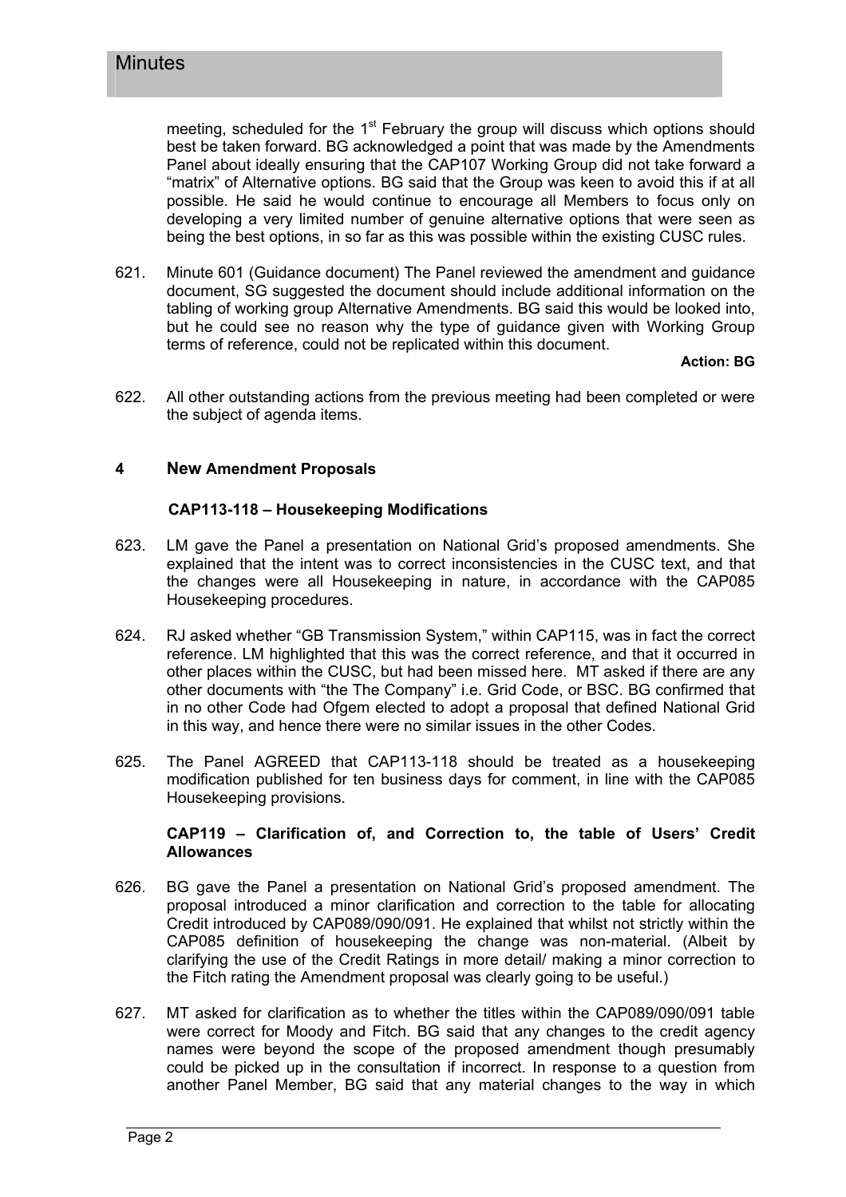meeting, scheduled for the 1st February the group will discuss which options should best be taken forward. BG acknowledged a point that was made by the Amendments Panel about ideally ensuring that the CAP107 Working Group did not take forward a "matrix" of Alternative options. BG said that the Group was keen to avoid this if at all possible. He said he would continue to encourage all Members to focus only on developing a very limited number of genuine alternative options that were seen as being the best options, in so far as this was possible within the existing CUSC rules.

621. Minute 601 (Guidance document) The Panel reviewed the amendment and guidance document, SG suggested the document should include additional information on the tabling of working group Alternative Amendments. BG said this would be looked into, but he could see no reason why the type of guidance given with Working Group terms of reference, could not be replicated within this document.

**Action: BG**

622. All other outstanding actions from the previous meeting had been completed or were the subject of agenda items.

## 4 New Amendment Proposals

### CAP113-118 – Housekeeping Modifications

623. LM gave the Panel a presentation on National Grid's proposed amendments. She explained that the intent was to correct inconsistencies in the CUSC text, and that the changes were all Housekeeping in nature, in accordance with the CAP085 Housekeeping procedures.

624. RJ asked whether "GB Transmission System," within CAP115, was in fact the correct reference. LM highlighted that this was the correct reference, and that it occurred in other places within the CUSC, but had been missed here. MT asked if there are any other documents with "the The Company" i.e. Grid Code, or BSC. BG confirmed that in no other Code had Ofgem elected to adopt a proposal that defined National Grid in this way, and hence there were no similar issues in the other Codes.

625. The Panel AGREED that CAP113-118 should be treated as a housekeeping modification published for ten business days for comment, in line with the CAP085 Housekeeping provisions.

### CAP119 – Clarification of, and Correction to, the table of Users' Credit Allowances

626. BG gave the Panel a presentation on National Grid's proposed amendment. The proposal introduced a minor clarification and correction to the table for allocating Credit introduced by CAP089/090/091. He explained that whilst not strictly within the CAP085 definition of housekeeping the change was non-material. (Albeit by clarifying the use of the Credit Ratings in more detail/ making a minor correction to the Fitch rating the Amendment proposal was clearly going to be useful.)

627. MT asked for clarification as to whether the titles within the CAP089/090/091 table were correct for Moody and Fitch. BG said that any changes to the credit agency names were beyond the scope of the proposed amendment though presumably could be picked up in the consultation if incorrect. In response to a question from another Panel Member, BG said that any material changes to the way in which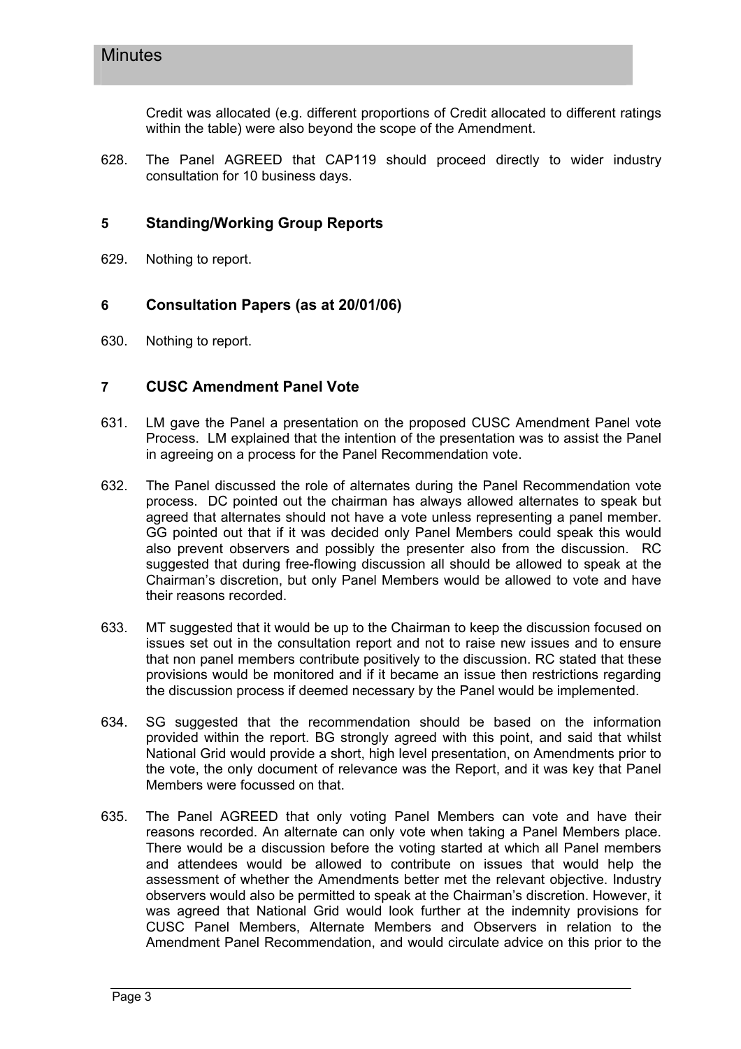Credit was allocated (e.g. different proportions of Credit allocated to different ratings within the table) were also beyond the scope of the Amendment.

628. The Panel AGREED that CAP119 should proceed directly to wider industry consultation for 10 business days.

## 5 Standing/Working Group Reports

629. Nothing to report.

## 6 Consultation Papers (as at 20/01/06)

630. Nothing to report.

## 7 CUSC Amendment Panel Vote

631. LM gave the Panel a presentation on the proposed CUSC Amendment Panel vote Process. LM explained that the intention of the presentation was to assist the Panel in agreeing on a process for the Panel Recommendation vote.

632. The Panel discussed the role of alternates during the Panel Recommendation vote process. DC pointed out the chairman has always allowed alternates to speak but agreed that alternates should not have a vote unless representing a panel member. GG pointed out that if it was decided only Panel Members could speak this would also prevent observers and possibly the presenter also from the discussion. RC suggested that during free-flowing discussion all should be allowed to speak at the Chairman's discretion, but only Panel Members would be allowed to vote and have their reasons recorded.

633. MT suggested that it would be up to the Chairman to keep the discussion focused on issues set out in the consultation report and not to raise new issues and to ensure that non panel members contribute positively to the discussion. RC stated that these provisions would be monitored and if it became an issue then restrictions regarding the discussion process if deemed necessary by the Panel would be implemented.

634. SG suggested that the recommendation should be based on the information provided within the report. BG strongly agreed with this point, and said that whilst National Grid would provide a short, high level presentation, on Amendments prior to the vote, the only document of relevance was the Report, and it was key that Panel Members were focussed on that.

635. The Panel AGREED that only voting Panel Members can vote and have their reasons recorded. An alternate can only vote when taking a Panel Members place. There would be a discussion before the voting started at which all Panel members and attendees would be allowed to contribute on issues that would help the assessment of whether the Amendments better met the relevant objective. Industry observers would also be permitted to speak at the Chairman's discretion. However, it was agreed that National Grid would look further at the indemnity provisions for CUSC Panel Members, Alternate Members and Observers in relation to the Amendment Panel Recommendation, and would circulate advice on this prior to the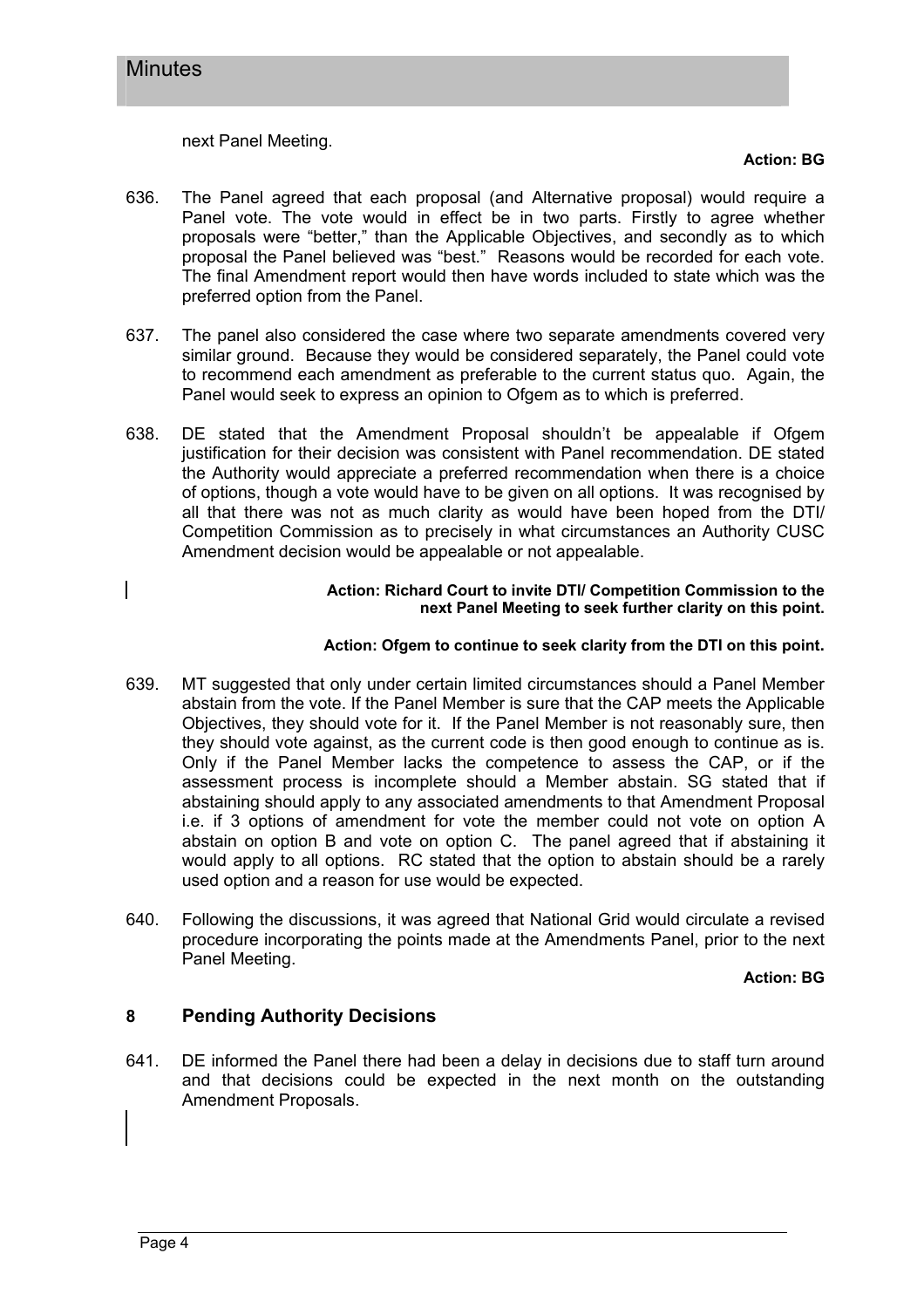next Panel Meeting.

**Action: BG**

636. The Panel agreed that each proposal (and Alternative proposal) would require a Panel vote. The vote would in effect be in two parts. Firstly to agree whether proposals were "better," than the Applicable Objectives, and secondly as to which proposal the Panel believed was "best." Reasons would be recorded for each vote. The final Amendment report would then have words included to state which was the preferred option from the Panel.

637. The panel also considered the case where two separate amendments covered very similar ground. Because they would be considered separately, the Panel could vote to recommend each amendment as preferable to the current status quo. Again, the Panel would seek to express an opinion to Ofgem as to which is preferred.

638. DE stated that the Amendment Proposal shouldn't be appealable if Ofgem justification for their decision was consistent with Panel recommendation. DE stated the Authority would appreciate a preferred recommendation when there is a choice of options, though a vote would have to be given on all options. It was recognised by all that there was not as much clarity as would have been hoped from the DTI/ Competition Commission as to precisely in what circumstances an Authority CUSC Amendment decision would be appealable or not appealable.

**Action: Richard Court to invite DTI/ Competition Commission to the next Panel Meeting to seek further clarity on this point.**

**Action: Ofgem to continue to seek clarity from the DTI on this point.**

639. MT suggested that only under certain limited circumstances should a Panel Member abstain from the vote. If the Panel Member is sure that the CAP meets the Applicable Objectives, they should vote for it. If the Panel Member is not reasonably sure, then they should vote against, as the current code is then good enough to continue as is. Only if the Panel Member lacks the competence to assess the CAP, or if the assessment process is incomplete should a Member abstain. SG stated that if abstaining should apply to any associated amendments to that Amendment Proposal i.e. if 3 options of amendment for vote the member could not vote on option A abstain on option B and vote on option C. The panel agreed that if abstaining it would apply to all options. RC stated that the option to abstain should be a rarely used option and a reason for use would be expected.

640. Following the discussions, it was agreed that National Grid would circulate a revised procedure incorporating the points made at the Amendments Panel, prior to the next Panel Meeting.

**Action: BG**

## 8 Pending Authority Decisions

641. DE informed the Panel there had been a delay in decisions due to staff turn around and that decisions could be expected in the next month on the outstanding Amendment Proposals.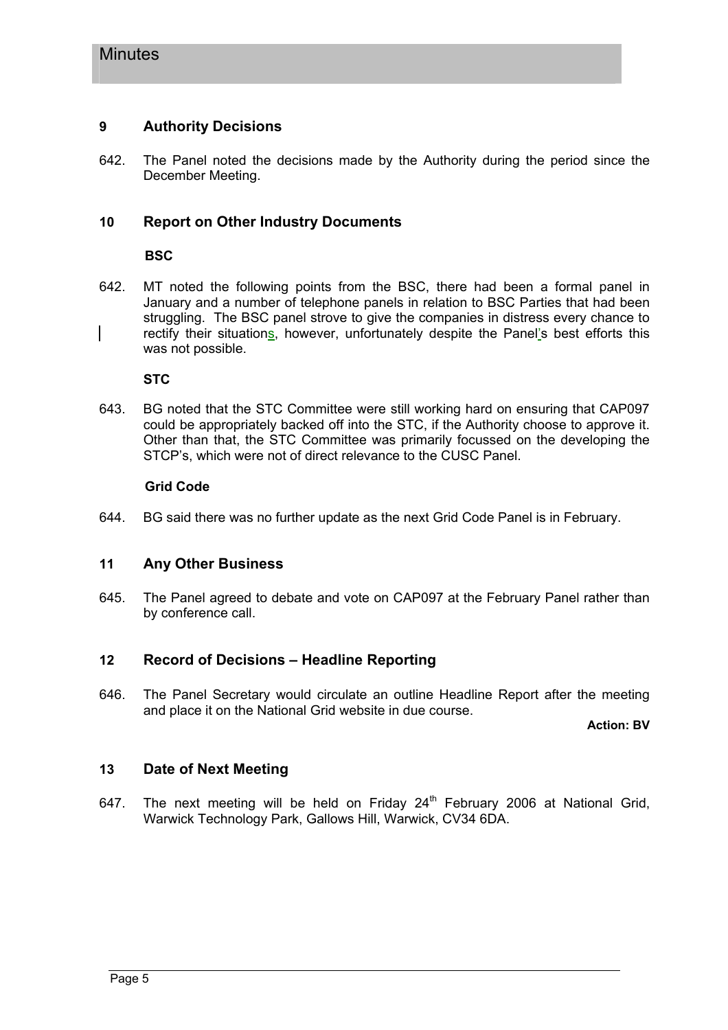## 9 Authority Decisions

642. The Panel noted the decisions made by the Authority during the period since the December Meeting.

## 10 Report on Other Industry Documents

**BSC**

642. MT noted the following points from the BSC, there had been a formal panel in January and a number of telephone panels in relation to BSC Parties that had been struggling. The BSC panel strove to give the companies in distress every chance to rectify their situations, however, unfortunately despite the Panel's best efforts this was not possible.

**STC**

643. BG noted that the STC Committee were still working hard on ensuring that CAP097 could be appropriately backed off into the STC, if the Authority choose to approve it. Other than that, the STC Committee was primarily focussed on the developing the STCP's, which were not of direct relevance to the CUSC Panel.

**Grid Code**

644. BG said there was no further update as the next Grid Code Panel is in February.

## 11 Any Other Business

645. The Panel agreed to debate and vote on CAP097 at the February Panel rather than by conference call.

## 12 Record of Decisions – Headline Reporting

646. The Panel Secretary would circulate an outline Headline Report after the meeting and place it on the National Grid website in due course.

**Action: BV**

## 13 Date of Next Meeting

647. The next meeting will be held on Friday 24th February 2006 at National Grid, Warwick Technology Park, Gallows Hill, Warwick, CV34 6DA.